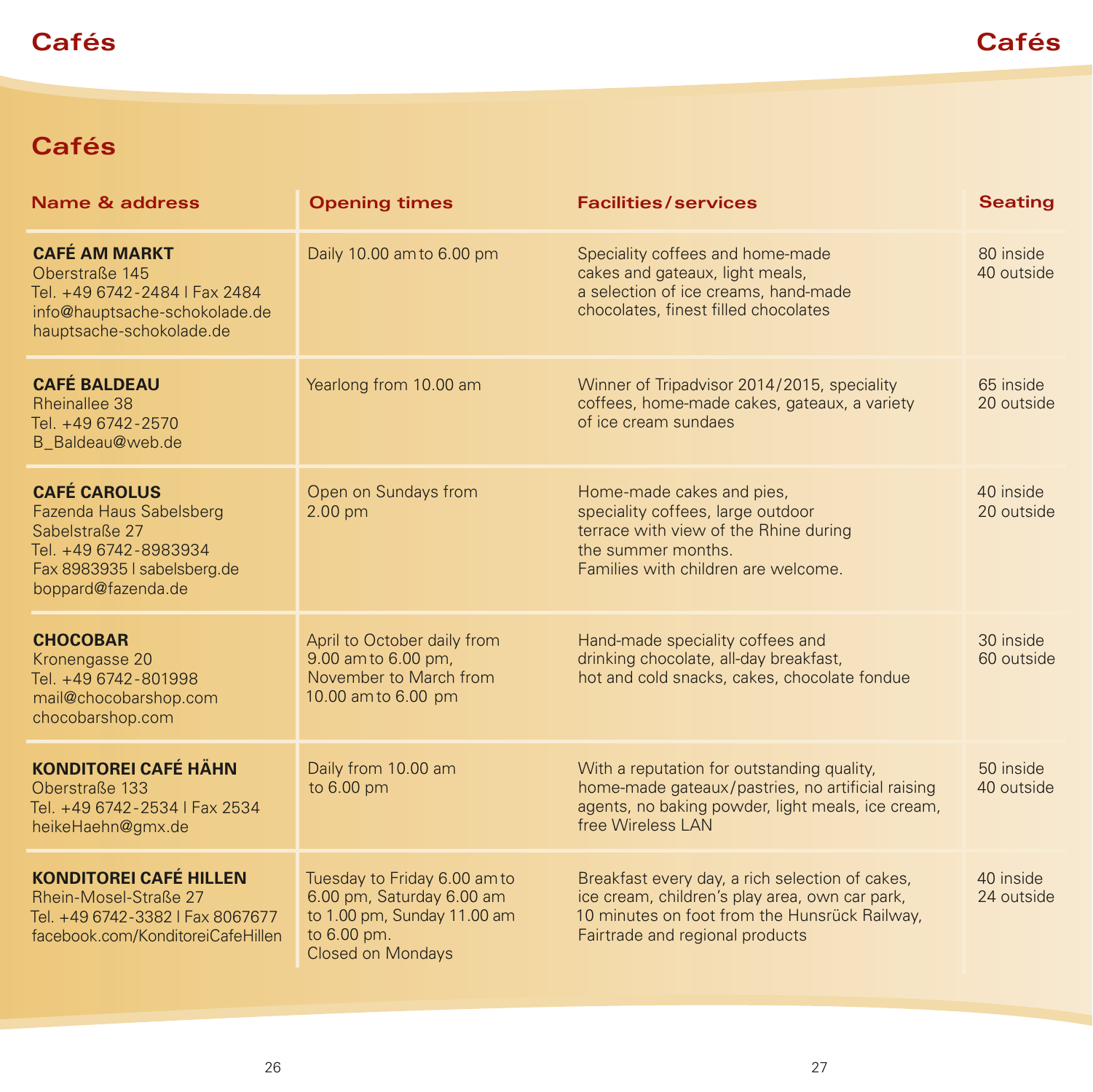# Cafés

| Name & address | Opening times | Facilities/services | Seating |
|---|---|---|---|
| **CAFÉ AM MARKT**<br>Oberstraße 145<br>Tel. +49 6742-2484 I Fax 2484<br>info@hauptsache-schokolade.de<br>hauptsache-schokolade.de | Daily 10.00 am to 6.00 pm | Speciality coffees and home-made cakes and gateaux, light meals, a selection of ice creams, hand-made chocolates, finest filled chocolates | 80 inside<br>40 outside |
| **CAFÉ BALDEAU**<br>Rheinallee 38<br>Tel. +49 6742-2570<br>B_Baldeau@web.de | Yearlong from 10.00 am | Winner of Tripadvisor 2014/2015, speciality coffees, home-made cakes, gateaux, a variety of ice cream sundaes | 65 inside<br>20 outside |
| **CAFÉ CAROLUS**<br>Fazenda Haus Sabelsberg<br>Sabelstraße 27<br>Tel. +49 6742-8983934<br>Fax 8983935 I sabelsberg.de<br>boppard@fazenda.de | Open on Sundays from 2.00 pm | Home-made cakes and pies, speciality coffees, large outdoor terrace with view of the Rhine during the summer months.<br>Families with children are welcome. | 40 inside<br>20 outside |
| **CHOCOBAR**<br>Kronengasse 20<br>Tel. +49 6742-801998<br>mail@chocobarshop.com<br>chocobarshop.com | April to October daily from 9.00 am to 6.00 pm, November to March from 10.00 am to 6.00 pm | Hand-made speciality coffees and drinking chocolate, all-day breakfast, hot and cold snacks, cakes, chocolate fondue | 30 inside<br>60 outside |
| **KONDITOREI CAFÉ HÄHN**<br>Oberstraße 133<br>Tel. +49 6742-2534 I Fax 2534<br>heikeHaehn@gmx.de | Daily from 10.00 am to 6.00 pm | With a reputation for outstanding quality, home-made gateaux/pastries, no artificial raising agents, no baking powder, light meals, ice cream, free Wireless LAN | 50 inside<br>40 outside |
| **KONDITOREI CAFÉ HILLEN**<br>Rhein-Mosel-Straße 27<br>Tel. +49 6742-3382 I Fax 8067677<br>facebook.com/KonditoreiCafeHillen | Tuesday to Friday 6.00 am to 6.00 pm, Saturday 6.00 am to 1.00 pm, Sunday 11.00 am to 6.00 pm.<br>Closed on Mondays | Breakfast every day, a rich selection of cakes, ice cream, children's play area, own car park, 10 minutes on foot from the Hunsrück Railway, Fairtrade and regional products | 40 inside<br>24 outside |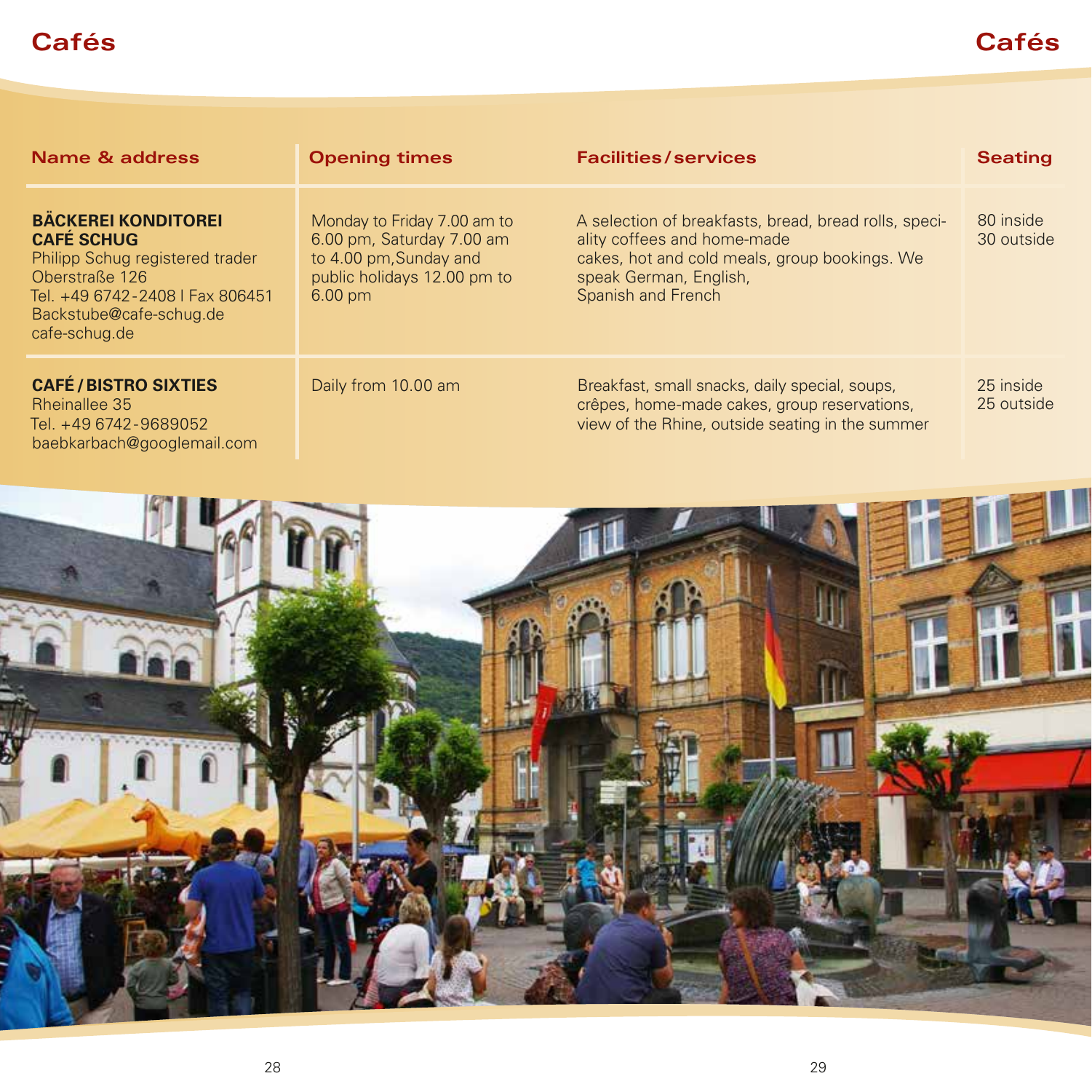# Cafés

| Name & address | Opening times | Facilities/services | Seating |
|---|---|---|---|
| **BÄCKEREI KONDITOREI CAFÉ SCHUG**<br>Philipp Schug registered trader<br>Oberstraße 126<br>Tel. +49 6742-2408 I Fax 806451<br>Backstube@cafe-schug.de<br>cafe-schug.de | Monday to Friday 7.00 am to 6.00 pm, Saturday 7.00 am to 4.00 pm, Sunday and public holidays 12.00 pm to 6.00 pm | A selection of breakfasts, bread, bread rolls, speciality coffees and home-made cakes, hot and cold meals, group bookings. We speak German, English, Spanish and French | 80 inside<br>30 outside |
| **CAFÉ / BISTRO SIXTIES**<br>Rheinallee 35<br>Tel. +49 6742-9689052<br>baebkarbach@googlemail.com | Daily from 10.00 am | Breakfast, small snacks, daily special, soups, crêpes, home-made cakes, group reservations, view of the Rhine, outside seating in the summer | 25 inside<br>25 outside |